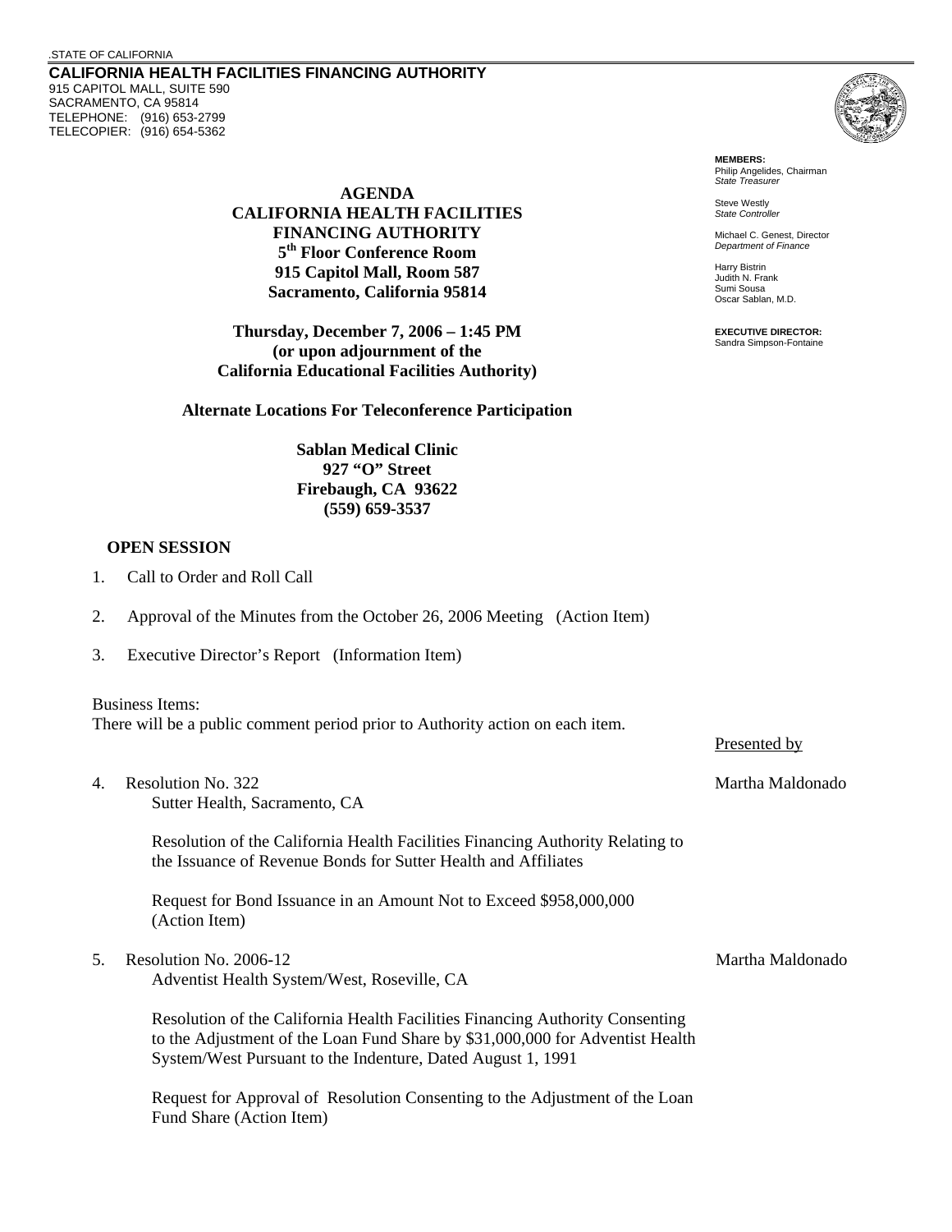.STATE OF CALIFORNIA

**CALIFORNIA HEALTH FACILITIES FINANCING AUTHORITY**
915 CAPITOL MALL, SUITE 590
SACRAMENTO, CA 95814
TELEPHONE: (916) 653-2799
TELECOPIER: (916) 654-5362

**MEMBERS:**
Philip Angelides, Chairman
*State Treasurer*

Steve Westly
*State Controller*

Michael C. Genest, Director
*Department of Finance*

Harry Bistrin
Judith N. Frank
Sumi Sousa
Oscar Sablan, M.D.

**EXECUTIVE DIRECTOR:**
Sandra Simpson-Fontaine

**AGENDA**
**CALIFORNIA HEALTH FACILITIES FINANCING AUTHORITY**
**5th Floor Conference Room**
**915 Capitol Mall, Room 587**
**Sacramento, California 95814**

**Thursday, December 7, 2006 – 1:45 PM**
**(or upon adjournment of the California Educational Facilities Authority)**

**Alternate Locations For Teleconference Participation**

**Sablan Medical Clinic**
**927 "O" Street**
**Firebaugh, CA 93622**
**(559) 659-3537**

**OPEN SESSION**

1. Call to Order and Roll Call

2. Approval of the Minutes from the October 26, 2006 Meeting (Action Item)

3. Executive Director's Report (Information Item)

Business Items:
There will be a public comment period prior to Authority action on each item.

Presented by

4. Resolution No. 322 — Martha Maldonado
   Sutter Health, Sacramento, CA

   Resolution of the California Health Facilities Financing Authority Relating to the Issuance of Revenue Bonds for Sutter Health and Affiliates

   Request for Bond Issuance in an Amount Not to Exceed $958,000,000 (Action Item)

5. Resolution No. 2006-12 — Martha Maldonado
   Adventist Health System/West, Roseville, CA

   Resolution of the California Health Facilities Financing Authority Consenting to the Adjustment of the Loan Fund Share by $31,000,000 for Adventist Health System/West Pursuant to the Indenture, Dated August 1, 1991

   Request for Approval of Resolution Consenting to the Adjustment of the Loan Fund Share (Action Item)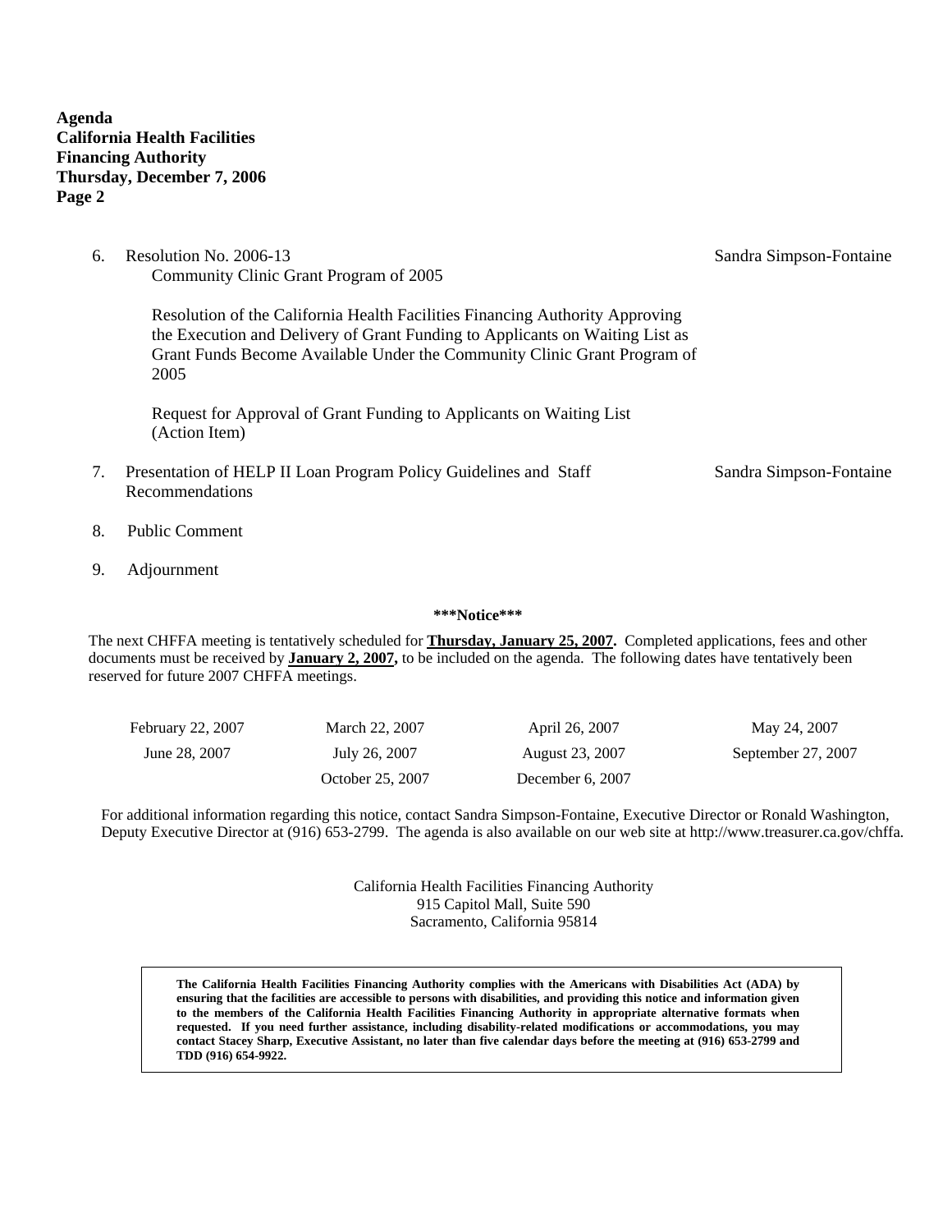6. Resolution No. 2006-13 — Sandra Simpson-Fontaine

   Community Clinic Grant Program of 2005

   Resolution of the California Health Facilities Financing Authority Approving the Execution and Delivery of Grant Funding to Applicants on Waiting List as Grant Funds Become Available Under the Community Clinic Grant Program of 2005

   Request for Approval of Grant Funding to Applicants on Waiting List (Action Item)

7. Presentation of HELP II Loan Program Policy Guidelines and Staff Recommendations — Sandra Simpson-Fontaine

8. Public Comment

9. Adjournment

**\*\*\*Notice\*\*\***

The next CHFFA meeting is tentatively scheduled for **Thursday, January 25, 2007.** Completed applications, fees and other documents must be received by **January 2, 2007,** to be included on the agenda. The following dates have tentatively been reserved for future 2007 CHFFA meetings.

| | | | |
|---|---|---|---|
| February 22, 2007 | March 22, 2007 | April 26, 2007 | May 24, 2007 |
| June 28, 2007 | July 26, 2007 | August 23, 2007 | September 27, 2007 |
| | October 25, 2007 | December 6, 2007 | |

For additional information regarding this notice, contact Sandra Simpson-Fontaine, Executive Director or Ronald Washington, Deputy Executive Director at (916) 653-2799. The agenda is also available on our web site at http://www.treasurer.ca.gov/chffa.

California Health Facilities Financing Authority
915 Capitol Mall, Suite 590
Sacramento, California 95814

**The California Health Facilities Financing Authority complies with the Americans with Disabilities Act (ADA) by ensuring that the facilities are accessible to persons with disabilities, and providing this notice and information given to the members of the California Health Facilities Financing Authority in appropriate alternative formats when requested. If you need further assistance, including disability-related modifications or accommodations, you may contact Stacey Sharp, Executive Assistant, no later than five calendar days before the meeting at (916) 653-2799 and TDD (916) 654-9922.**